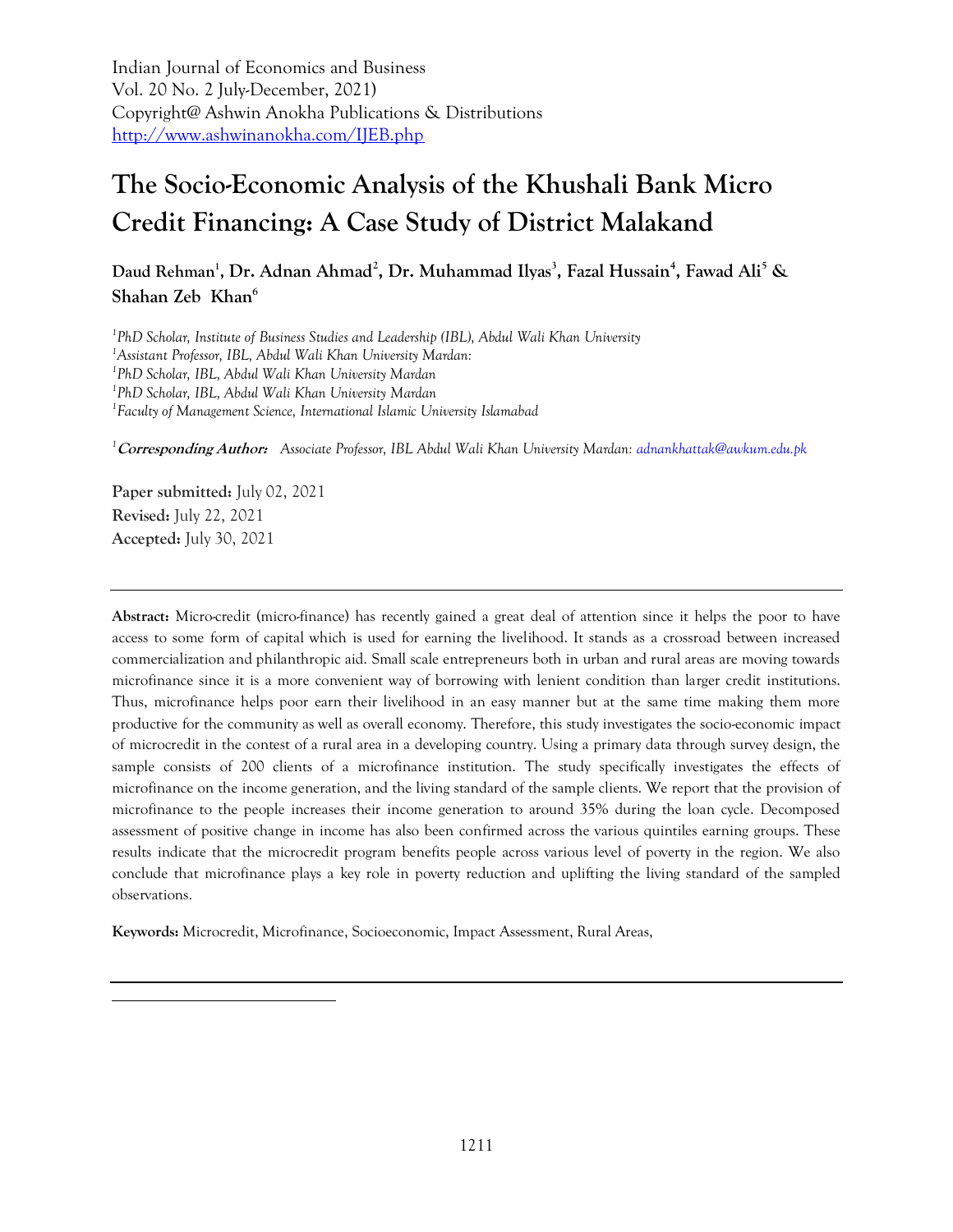Indian Journal of Economics and Business
Vol. 20 No. 2 July-December, 2021)
Copyright@ Ashwin Anokha Publications & Distributions
http://www.ashwinanokha.com/IJEB.php

# The Socio-Economic Analysis of the Khushali Bank Micro Credit Financing: A Case Study of District Malakand

**Daud Rehman[1], Dr. Adnan Ahmad[2], Dr. Muhammad Ilyas[3], Fazal Hussain[4], Fawad Ali[5] & Shahan Zeb Khan[6]**

[1]*PhD Scholar, Institute of Business Studies and Leadership (IBL), Abdul Wali Khan University*
[1]*Assistant Professor, IBL, Abdul Wali Khan University Mardan:*
[1]*PhD Scholar, IBL, Abdul Wali Khan University Mardan*
[1]*PhD Scholar, IBL, Abdul Wali Khan University Mardan*
[1]*Faculty of Management Science, International Islamic University Islamabad*

[1]***Corresponding Author:*** *Associate Professor, IBL Abdul Wali Khan University Mardan: adnankhattak@awkum.edu.pk*

**Paper submitted:** July 02, 2021
**Revised:** July 22, 2021
**Accepted:** July 30, 2021

---

**Abstract:** Micro-credit (micro-finance) has recently gained a great deal of attention since it helps the poor to have access to some form of capital which is used for earning the livelihood. It stands as a crossroad between increased commercialization and philanthropic aid. Small scale entrepreneurs both in urban and rural areas are moving towards microfinance since it is a more convenient way of borrowing with lenient condition than larger credit institutions. Thus, microfinance helps poor earn their livelihood in an easy manner but at the same time making them more productive for the community as well as overall economy. Therefore, this study investigates the socio-economic impact of microcredit in the contest of a rural area in a developing country. Using a primary data through survey design, the sample consists of 200 clients of a microfinance institution. The study specifically investigates the effects of microfinance on the income generation, and the living standard of the sample clients. We report that the provision of microfinance to the people increases their income generation to around 35% during the loan cycle. Decomposed assessment of positive change in income has also been confirmed across the various quintiles earning groups. These results indicate that the microcredit program benefits people across various level of poverty in the region. We also conclude that microfinance plays a key role in poverty reduction and uplifting the living standard of the sampled observations.

**Keywords:** Microcredit, Microfinance, Socioeconomic, Impact Assessment, Rural Areas,

---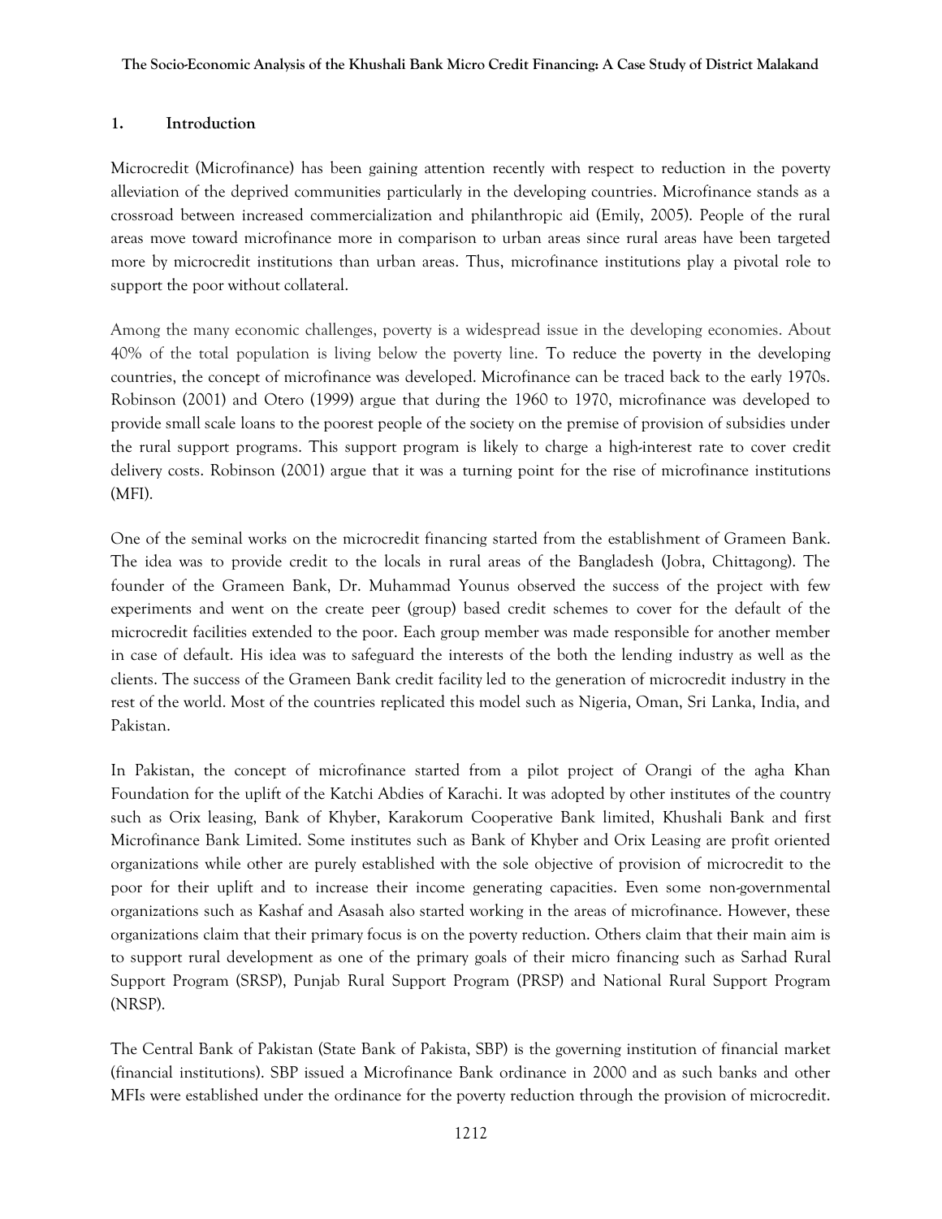## 1. Introduction

Microcredit (Microfinance) has been gaining attention recently with respect to reduction in the poverty alleviation of the deprived communities particularly in the developing countries. Microfinance stands as a crossroad between increased commercialization and philanthropic aid (Emily, 2005). People of the rural areas move toward microfinance more in comparison to urban areas since rural areas have been targeted more by microcredit institutions than urban areas. Thus, microfinance institutions play a pivotal role to support the poor without collateral.

Among the many economic challenges, poverty is a widespread issue in the developing economies. About 40% of the total population is living below the poverty line. To reduce the poverty in the developing countries, the concept of microfinance was developed. Microfinance can be traced back to the early 1970s. Robinson (2001) and Otero (1999) argue that during the 1960 to 1970, microfinance was developed to provide small scale loans to the poorest people of the society on the premise of provision of subsidies under the rural support programs. This support program is likely to charge a high-interest rate to cover credit delivery costs. Robinson (2001) argue that it was a turning point for the rise of microfinance institutions (MFI).

One of the seminal works on the microcredit financing started from the establishment of Grameen Bank. The idea was to provide credit to the locals in rural areas of the Bangladesh (Jobra, Chittagong). The founder of the Grameen Bank, Dr. Muhammad Younus observed the success of the project with few experiments and went on the create peer (group) based credit schemes to cover for the default of the microcredit facilities extended to the poor. Each group member was made responsible for another member in case of default. His idea was to safeguard the interests of the both the lending industry as well as the clients. The success of the Grameen Bank credit facility led to the generation of microcredit industry in the rest of the world. Most of the countries replicated this model such as Nigeria, Oman, Sri Lanka, India, and Pakistan.

In Pakistan, the concept of microfinance started from a pilot project of Orangi of the agha Khan Foundation for the uplift of the Katchi Abdies of Karachi. It was adopted by other institutes of the country such as Orix leasing, Bank of Khyber, Karakorum Cooperative Bank limited, Khushali Bank and first Microfinance Bank Limited. Some institutes such as Bank of Khyber and Orix Leasing are profit oriented organizations while other are purely established with the sole objective of provision of microcredit to the poor for their uplift and to increase their income generating capacities. Even some non-governmental organizations such as Kashaf and Asasah also started working in the areas of microfinance. However, these organizations claim that their primary focus is on the poverty reduction. Others claim that their main aim is to support rural development as one of the primary goals of their micro financing such as Sarhad Rural Support Program (SRSP), Punjab Rural Support Program (PRSP) and National Rural Support Program (NRSP).

The Central Bank of Pakistan (State Bank of Pakista, SBP) is the governing institution of financial market (financial institutions). SBP issued a Microfinance Bank ordinance in 2000 and as such banks and other MFIs were established under the ordinance for the poverty reduction through the provision of microcredit.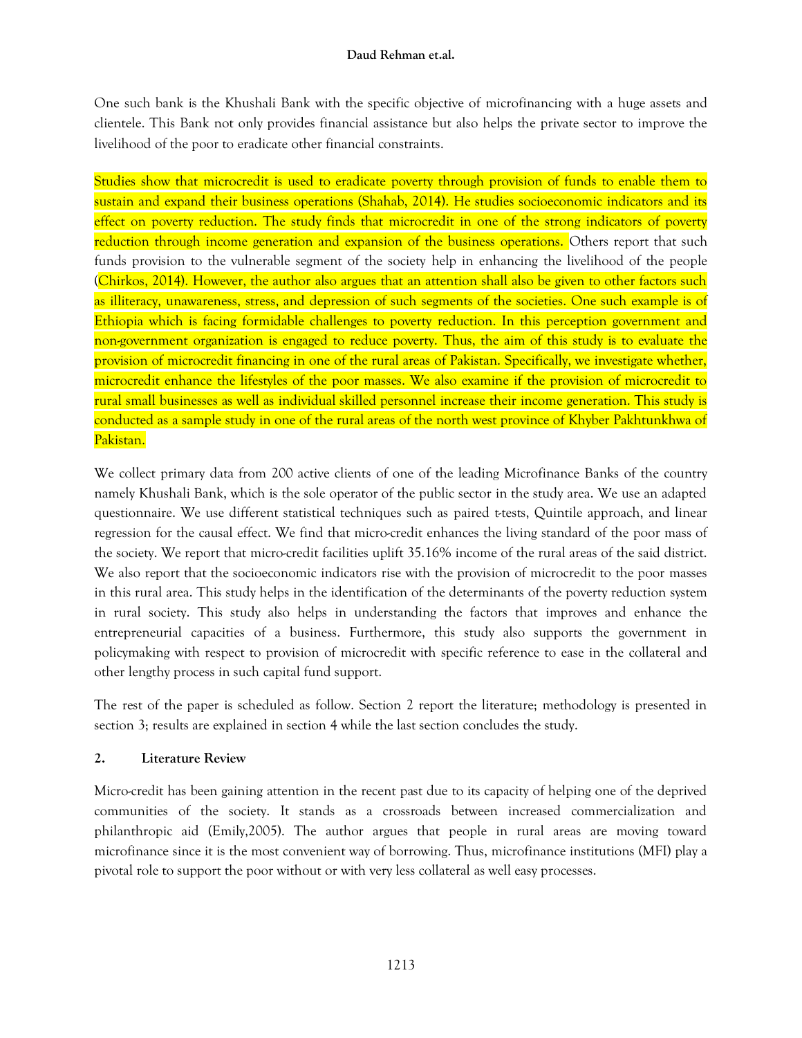One such bank is the Khushali Bank with the specific objective of microfinancing with a huge assets and clientele. This Bank not only provides financial assistance but also helps the private sector to improve the livelihood of the poor to eradicate other financial constraints.

Studies show that microcredit is used to eradicate poverty through provision of funds to enable them to sustain and expand their business operations (Shahab, 2014). He studies socioeconomic indicators and its effect on poverty reduction. The study finds that microcredit in one of the strong indicators of poverty reduction through income generation and expansion of the business operations. Others report that such funds provision to the vulnerable segment of the society help in enhancing the livelihood of the people (Chirkos, 2014). However, the author also argues that an attention shall also be given to other factors such as illiteracy, unawareness, stress, and depression of such segments of the societies. One such example is of Ethiopia which is facing formidable challenges to poverty reduction. In this perception government and non-government organization is engaged to reduce poverty. Thus, the aim of this study is to evaluate the provision of microcredit financing in one of the rural areas of Pakistan. Specifically, we investigate whether, microcredit enhance the lifestyles of the poor masses. We also examine if the provision of microcredit to rural small businesses as well as individual skilled personnel increase their income generation. This study is conducted as a sample study in one of the rural areas of the north west province of Khyber Pakhtunkhwa of Pakistan.

We collect primary data from 200 active clients of one of the leading Microfinance Banks of the country namely Khushali Bank, which is the sole operator of the public sector in the study area. We use an adapted questionnaire. We use different statistical techniques such as paired t-tests, Quintile approach, and linear regression for the causal effect. We find that micro-credit enhances the living standard of the poor mass of the society. We report that micro-credit facilities uplift 35.16% income of the rural areas of the said district. We also report that the socioeconomic indicators rise with the provision of microcredit to the poor masses in this rural area. This study helps in the identification of the determinants of the poverty reduction system in rural society. This study also helps in understanding the factors that improves and enhance the entrepreneurial capacities of a business. Furthermore, this study also supports the government in policymaking with respect to provision of microcredit with specific reference to ease in the collateral and other lengthy process in such capital fund support.

The rest of the paper is scheduled as follow. Section 2 report the literature; methodology is presented in section 3; results are explained in section 4 while the last section concludes the study.

## 2. Literature Review

Micro-credit has been gaining attention in the recent past due to its capacity of helping one of the deprived communities of the society. It stands as a crossroads between increased commercialization and philanthropic aid (Emily,2005). The author argues that people in rural areas are moving toward microfinance since it is the most convenient way of borrowing. Thus, microfinance institutions (MFI) play a pivotal role to support the poor without or with very less collateral as well easy processes.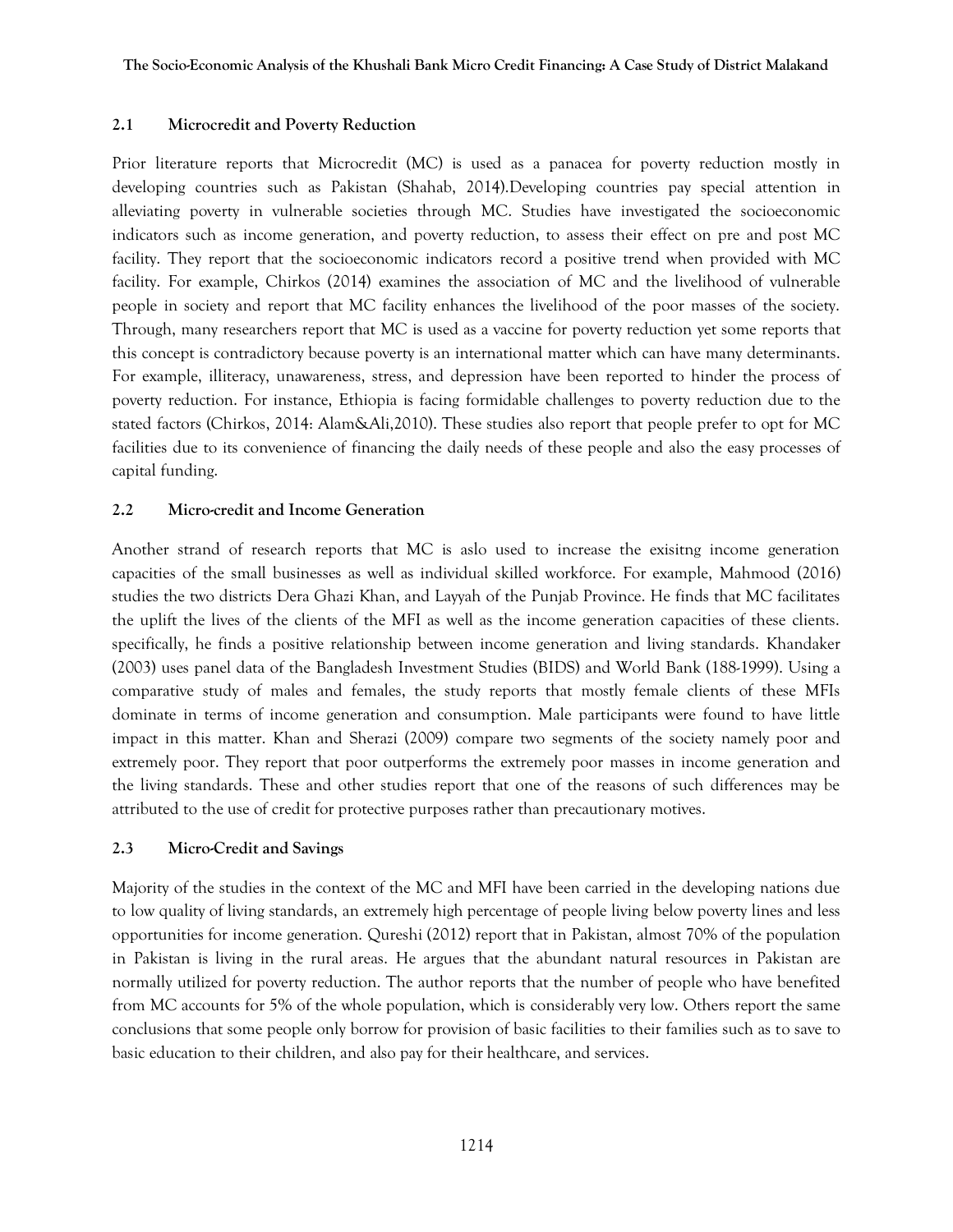## 2.1 Microcredit and Poverty Reduction

Prior literature reports that Microcredit (MC) is used as a panacea for poverty reduction mostly in developing countries such as Pakistan (Shahab, 2014).Developing countries pay special attention in alleviating poverty in vulnerable societies through MC. Studies have investigated the socioeconomic indicators such as income generation, and poverty reduction, to assess their effect on pre and post MC facility. They report that the socioeconomic indicators record a positive trend when provided with MC facility. For example, Chirkos (2014) examines the association of MC and the livelihood of vulnerable people in society and report that MC facility enhances the livelihood of the poor masses of the society. Through, many researchers report that MC is used as a vaccine for poverty reduction yet some reports that this concept is contradictory because poverty is an international matter which can have many determinants. For example, illiteracy, unawareness, stress, and depression have been reported to hinder the process of poverty reduction. For instance, Ethiopia is facing formidable challenges to poverty reduction due to the stated factors (Chirkos, 2014: Alam&Ali,2010). These studies also report that people prefer to opt for MC facilities due to its convenience of financing the daily needs of these people and also the easy processes of capital funding.

## 2.2 Micro-credit and Income Generation

Another strand of research reports that MC is aslo used to increase the exisitng income generation capacities of the small businesses as well as individual skilled workforce. For example, Mahmood (2016) studies the two districts Dera Ghazi Khan, and Layyah of the Punjab Province. He finds that MC facilitates the uplift the lives of the clients of the MFI as well as the income generation capacities of these clients. specifically, he finds a positive relationship between income generation and living standards. Khandaker (2003) uses panel data of the Bangladesh Investment Studies (BIDS) and World Bank (188-1999). Using a comparative study of males and females, the study reports that mostly female clients of these MFIs dominate in terms of income generation and consumption. Male participants were found to have little impact in this matter. Khan and Sherazi (2009) compare two segments of the society namely poor and extremely poor. They report that poor outperforms the extremely poor masses in income generation and the living standards. These and other studies report that one of the reasons of such differences may be attributed to the use of credit for protective purposes rather than precautionary motives.

## 2.3 Micro-Credit and Savings

Majority of the studies in the context of the MC and MFI have been carried in the developing nations due to low quality of living standards, an extremely high percentage of people living below poverty lines and less opportunities for income generation. Qureshi (2012) report that in Pakistan, almost 70% of the population in Pakistan is living in the rural areas. He argues that the abundant natural resources in Pakistan are normally utilized for poverty reduction. The author reports that the number of people who have benefited from MC accounts for 5% of the whole population, which is considerably very low. Others report the same conclusions that some people only borrow for provision of basic facilities to their families such as to save to basic education to their children, and also pay for their healthcare, and services.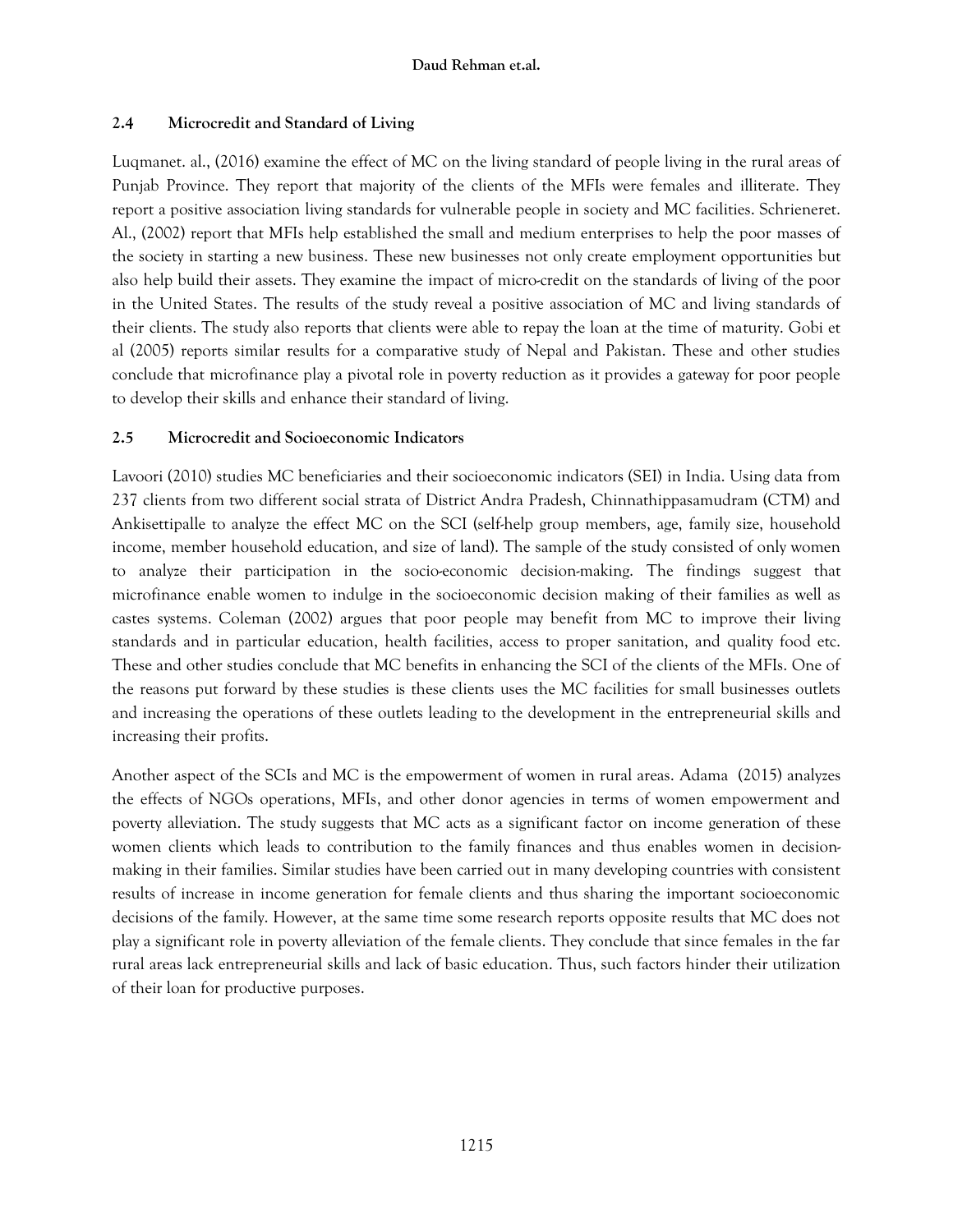### 2.4 Microcredit and Standard of Living

Luqmanet. al., (2016) examine the effect of MC on the living standard of people living in the rural areas of Punjab Province. They report that majority of the clients of the MFIs were females and illiterate. They report a positive association living standards for vulnerable people in society and MC facilities. Schrieneret. Al., (2002) report that MFIs help established the small and medium enterprises to help the poor masses of the society in starting a new business. These new businesses not only create employment opportunities but also help build their assets. They examine the impact of micro-credit on the standards of living of the poor in the United States. The results of the study reveal a positive association of MC and living standards of their clients. The study also reports that clients were able to repay the loan at the time of maturity. Gobi et al (2005) reports similar results for a comparative study of Nepal and Pakistan. These and other studies conclude that microfinance play a pivotal role in poverty reduction as it provides a gateway for poor people to develop their skills and enhance their standard of living.

### 2.5 Microcredit and Socioeconomic Indicators

Lavoori (2010) studies MC beneficiaries and their socioeconomic indicators (SEI) in India. Using data from 237 clients from two different social strata of District Andra Pradesh, Chinnathippasamudram (CTM) and Ankisettipalle to analyze the effect MC on the SCI (self-help group members, age, family size, household income, member household education, and size of land). The sample of the study consisted of only women to analyze their participation in the socio-economic decision-making. The findings suggest that microfinance enable women to indulge in the socioeconomic decision making of their families as well as castes systems. Coleman (2002) argues that poor people may benefit from MC to improve their living standards and in particular education, health facilities, access to proper sanitation, and quality food etc. These and other studies conclude that MC benefits in enhancing the SCI of the clients of the MFIs. One of the reasons put forward by these studies is these clients uses the MC facilities for small businesses outlets and increasing the operations of these outlets leading to the development in the entrepreneurial skills and increasing their profits.

Another aspect of the SCIs and MC is the empowerment of women in rural areas. Adama (2015) analyzes the effects of NGOs operations, MFIs, and other donor agencies in terms of women empowerment and poverty alleviation. The study suggests that MC acts as a significant factor on income generation of these women clients which leads to contribution to the family finances and thus enables women in decision-making in their families. Similar studies have been carried out in many developing countries with consistent results of increase in income generation for female clients and thus sharing the important socioeconomic decisions of the family. However, at the same time some research reports opposite results that MC does not play a significant role in poverty alleviation of the female clients. They conclude that since females in the far rural areas lack entrepreneurial skills and lack of basic education. Thus, such factors hinder their utilization of their loan for productive purposes.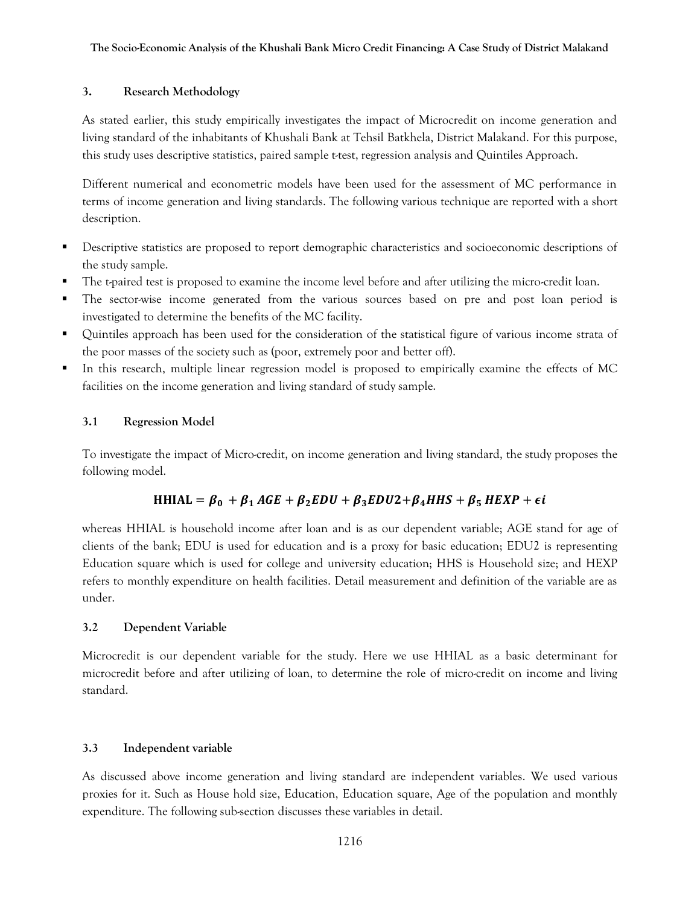## 3. Research Methodology

As stated earlier, this study empirically investigates the impact of Microcredit on income generation and living standard of the inhabitants of Khushali Bank at Tehsil Batkhela, District Malakand. For this purpose, this study uses descriptive statistics, paired sample t-test, regression analysis and Quintiles Approach.

Different numerical and econometric models have been used for the assessment of MC performance in terms of income generation and living standards. The following various technique are reported with a short description.

- Descriptive statistics are proposed to report demographic characteristics and socioeconomic descriptions of the study sample.
- The t-paired test is proposed to examine the income level before and after utilizing the micro-credit loan.
- The sector-wise income generated from the various sources based on pre and post loan period is investigated to determine the benefits of the MC facility.
- Quintiles approach has been used for the consideration of the statistical figure of various income strata of the poor masses of the society such as (poor, extremely poor and better off).
- In this research, multiple linear regression model is proposed to empirically examine the effects of MC facilities on the income generation and living standard of study sample.

### 3.1 Regression Model

To investigate the impact of Micro-credit, on income generation and living standard, the study proposes the following model.

$$\mathbf{HHIAL} = \boldsymbol{\beta_0} + \boldsymbol{\beta_1}\, \boldsymbol{AGE} + \boldsymbol{\beta_2} \boldsymbol{EDU} + \boldsymbol{\beta_3} \boldsymbol{EDU2} + \boldsymbol{\beta_4} \boldsymbol{HHS} + \boldsymbol{\beta_5}\, \boldsymbol{HEXP} + \boldsymbol{\epsilon i}$$

whereas HHIAL is household income after loan and is as our dependent variable; AGE stand for age of clients of the bank; EDU is used for education and is a proxy for basic education; EDU2 is representing Education square which is used for college and university education; HHS is Household size; and HEXP refers to monthly expenditure on health facilities. Detail measurement and definition of the variable are as under.

### 3.2 Dependent Variable

Microcredit is our dependent variable for the study. Here we use HHIAL as a basic determinant for microcredit before and after utilizing of loan, to determine the role of micro-credit on income and living standard.

### 3.3 Independent variable

As discussed above income generation and living standard are independent variables. We used various proxies for it. Such as House hold size, Education, Education square, Age of the population and monthly expenditure. The following sub-section discusses these variables in detail.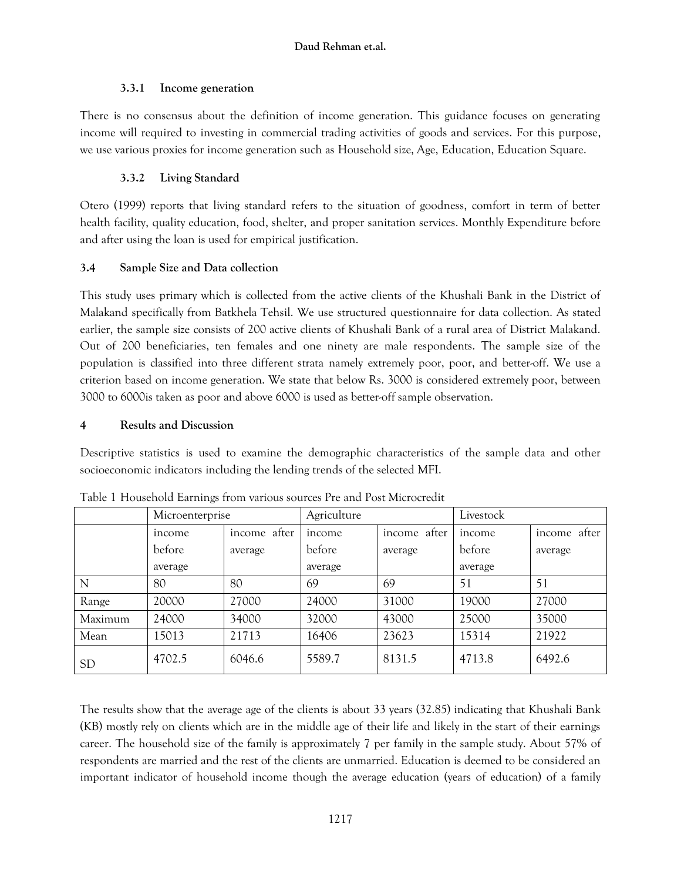### 3.3.1 Income generation

There is no consensus about the definition of income generation. This guidance focuses on generating income will required to investing in commercial trading activities of goods and services. For this purpose, we use various proxies for income generation such as Household size, Age, Education, Education Square.

### 3.3.2 Living Standard

Otero (1999) reports that living standard refers to the situation of goodness, comfort in term of better health facility, quality education, food, shelter, and proper sanitation services. Monthly Expenditure before and after using the loan is used for empirical justification.

## 3.4 Sample Size and Data collection

This study uses primary which is collected from the active clients of the Khushali Bank in the District of Malakand specifically from Batkhela Tehsil. We use structured questionnaire for data collection. As stated earlier, the sample size consists of 200 active clients of Khushali Bank of a rural area of District Malakand. Out of 200 beneficiaries, ten females and one ninety are male respondents. The sample size of the population is classified into three different strata namely extremely poor, poor, and better-off. We use a criterion based on income generation. We state that below Rs. 3000 is considered extremely poor, between 3000 to 6000is taken as poor and above 6000 is used as better-off sample observation.

# 4 Results and Discussion

Descriptive statistics is used to examine the demographic characteristics of the sample data and other socioeconomic indicators including the lending trends of the selected MFI.

Table 1 Household Earnings from various sources Pre and Post Microcredit

| | Microenterprise | | Agriculture | | Livestock | |
|---|---|---|---|---|---|---|
| | income before average | income after average | income before average | income after average | income before average | income after average |
| N | 80 | 80 | 69 | 69 | 51 | 51 |
| Range | 20000 | 27000 | 24000 | 31000 | 19000 | 27000 |
| Maximum | 24000 | 34000 | 32000 | 43000 | 25000 | 35000 |
| Mean | 15013 | 21713 | 16406 | 23623 | 15314 | 21922 |
| SD | 4702.5 | 6046.6 | 5589.7 | 8131.5 | 4713.8 | 6492.6 |

The results show that the average age of the clients is about 33 years (32.85) indicating that Khushali Bank (KB) mostly rely on clients which are in the middle age of their life and likely in the start of their earnings career. The household size of the family is approximately 7 per family in the sample study. About 57% of respondents are married and the rest of the clients are unmarried. Education is deemed to be considered an important indicator of household income though the average education (years of education) of a family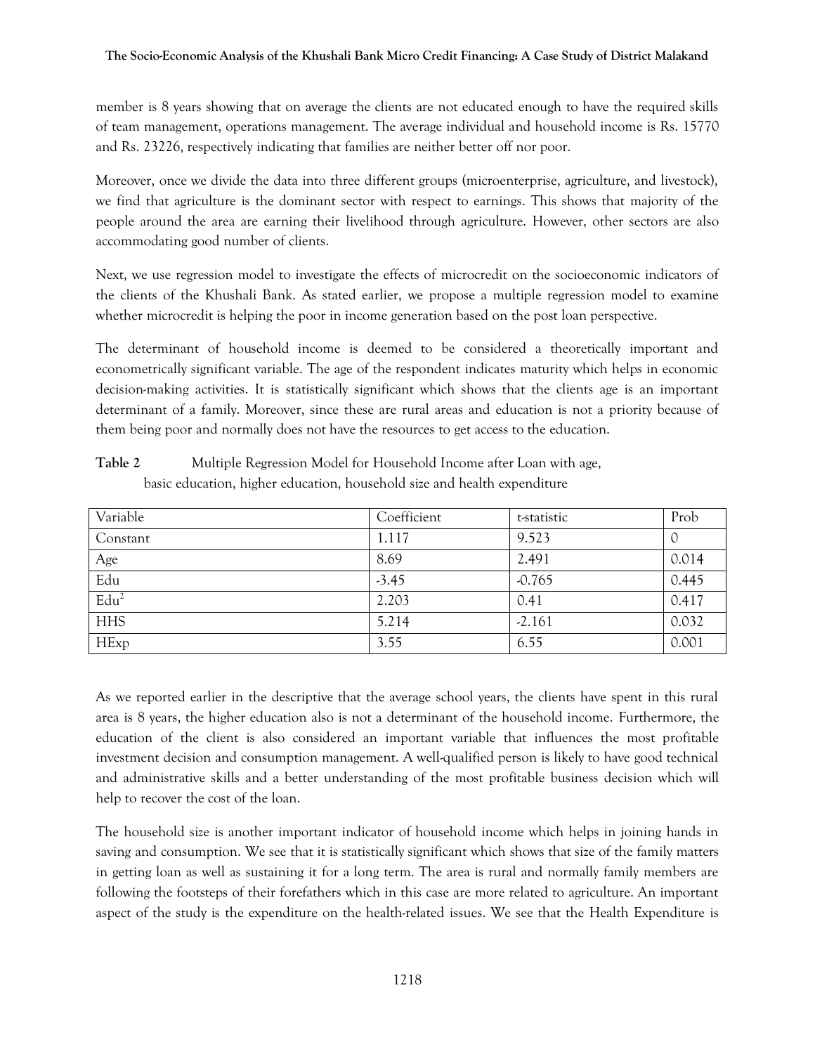member is 8 years showing that on average the clients are not educated enough to have the required skills of team management, operations management. The average individual and household income is Rs. 15770 and Rs. 23226, respectively indicating that families are neither better off nor poor.

Moreover, once we divide the data into three different groups (microenterprise, agriculture, and livestock), we find that agriculture is the dominant sector with respect to earnings. This shows that majority of the people around the area are earning their livelihood through agriculture. However, other sectors are also accommodating good number of clients.

Next, we use regression model to investigate the effects of microcredit on the socioeconomic indicators of the clients of the Khushali Bank. As stated earlier, we propose a multiple regression model to examine whether microcredit is helping the poor in income generation based on the post loan perspective.

The determinant of household income is deemed to be considered a theoretically important and econometrically significant variable. The age of the respondent indicates maturity which helps in economic decision-making activities. It is statistically significant which shows that the clients age is an important determinant of a family. Moreover, since these are rural areas and education is not a priority because of them being poor and normally does not have the resources to get access to the education.

**Table 2** Multiple Regression Model for Household Income after Loan with age, basic education, higher education, household size and health expenditure

| Variable | Coefficient | t-statistic | Prob |
|---|---|---|---|
| Constant | 1.117 | 9.523 | 0 |
| Age | 8.69 | 2.491 | 0.014 |
| Edu | -3.45 | -0.765 | 0.445 |
| $Edu^2$ | 2.203 | 0.41 | 0.417 |
| HHS | 5.214 | -2.161 | 0.032 |
| HExp | 3.55 | 6.55 | 0.001 |

As we reported earlier in the descriptive that the average school years, the clients have spent in this rural area is 8 years, the higher education also is not a determinant of the household income. Furthermore, the education of the client is also considered an important variable that influences the most profitable investment decision and consumption management. A well-qualified person is likely to have good technical and administrative skills and a better understanding of the most profitable business decision which will help to recover the cost of the loan.

The household size is another important indicator of household income which helps in joining hands in saving and consumption. We see that it is statistically significant which shows that size of the family matters in getting loan as well as sustaining it for a long term. The area is rural and normally family members are following the footsteps of their forefathers which in this case are more related to agriculture. An important aspect of the study is the expenditure on the health-related issues. We see that the Health Expenditure is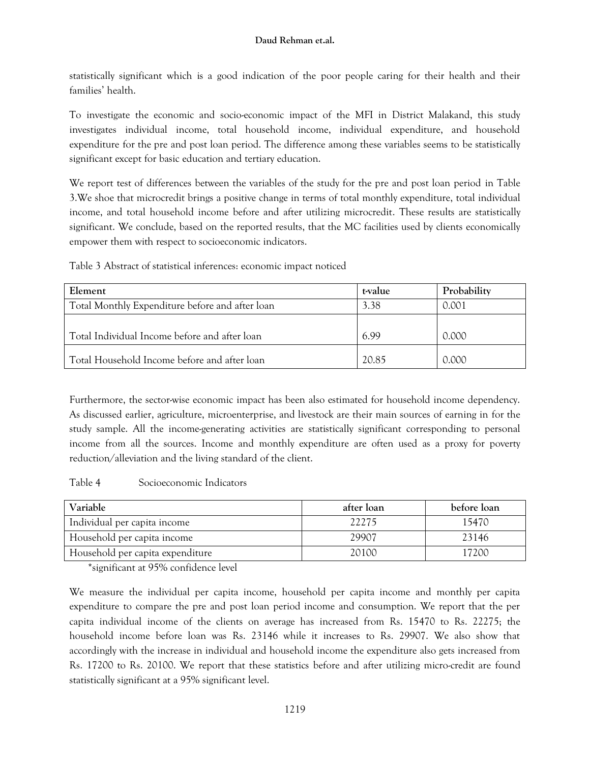statistically significant which is a good indication of the poor people caring for their health and their families' health.

To investigate the economic and socio-economic impact of the MFI in District Malakand, this study investigates individual income, total household income, individual expenditure, and household expenditure for the pre and post loan period. The difference among these variables seems to be statistically significant except for basic education and tertiary education.

We report test of differences between the variables of the study for the pre and post loan period in Table 3.We shoe that microcredit brings a positive change in terms of total monthly expenditure, total individual income, and total household income before and after utilizing microcredit. These results are statistically significant. We conclude, based on the reported results, that the MC facilities used by clients economically empower them with respect to socioeconomic indicators.

Table 3 Abstract of statistical inferences: economic impact noticed

| Element | t-value | Probability |
|---|---|---|
| Total Monthly Expenditure before and after loan | 3.38 | 0.001 |
| Total Individual Income before and after loan | 6.99 | 0.000 |
| Total Household Income before and after loan | 20.85 | 0.000 |

Furthermore, the sector-wise economic impact has been also estimated for household income dependency. As discussed earlier, agriculture, microenterprise, and livestock are their main sources of earning in for the study sample. All the income-generating activities are statistically significant corresponding to personal income from all the sources. Income and monthly expenditure are often used as a proxy for poverty reduction/alleviation and the living standard of the client.

Table 4 Socioeconomic Indicators

| Variable | after loan | before loan |
|---|---|---|
| Individual per capita income | 22275 | 15470 |
| Household per capita income | 29907 | 23146 |
| Household per capita expenditure | 20100 | 17200 |

*significant at 95% confidence level

We measure the individual per capita income, household per capita income and monthly per capita expenditure to compare the pre and post loan period income and consumption. We report that the per capita individual income of the clients on average has increased from Rs. 15470 to Rs. 22275; the household income before loan was Rs. 23146 while it increases to Rs. 29907. We also show that accordingly with the increase in individual and household income the expenditure also gets increased from Rs. 17200 to Rs. 20100. We report that these statistics before and after utilizing micro-credit are found statistically significant at a 95% significant level.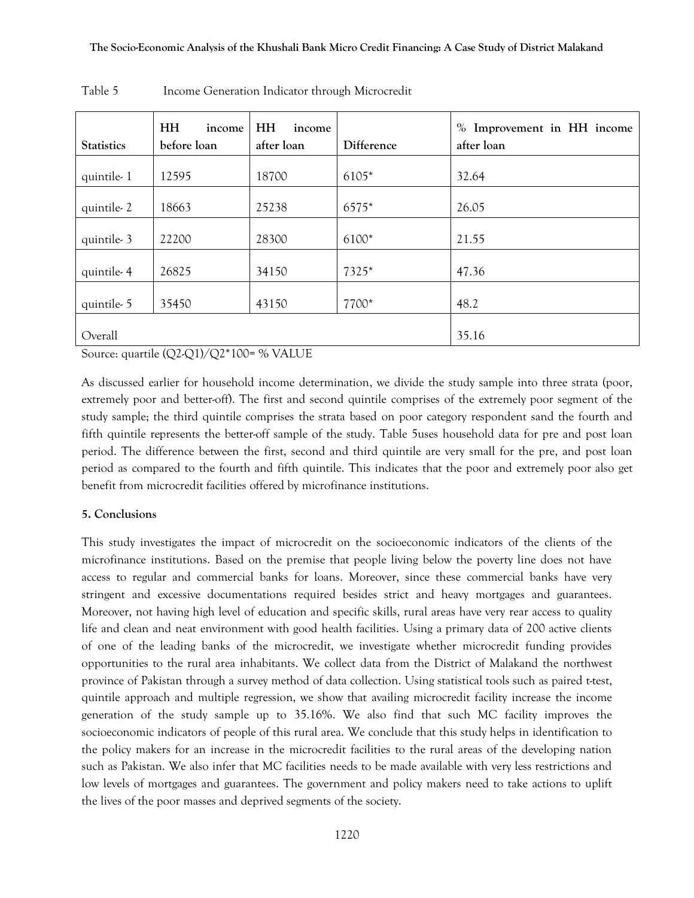Table 5 Income Generation Indicator through Microcredit

| Statistics | HH income before loan | HH income after loan | Difference | % Improvement in HH income after loan |
|---|---|---|---|---|
| quintile- 1 | 12595 | 18700 | 6105* | 32.64 |
| quintile- 2 | 18663 | 25238 | 6575* | 26.05 |
| quintile- 3 | 22200 | 28300 | 6100* | 21.55 |
| quintile- 4 | 26825 | 34150 | 7325* | 47.36 |
| quintile- 5 | 35450 | 43150 | 7700* | 48.2 |
| Overall | | | | 35.16 |

Source: quartile (Q2-Q1)/Q2*100= % VALUE

As discussed earlier for household income determination, we divide the study sample into three strata (poor, extremely poor and better-off). The first and second quintile comprises of the extremely poor segment of the study sample; the third quintile comprises the strata based on poor category respondent sand the fourth and fifth quintile represents the better-off sample of the study. Table 5uses household data for pre and post loan period. The difference between the first, second and third quintile are very small for the pre, and post loan period as compared to the fourth and fifth quintile. This indicates that the poor and extremely poor also get benefit from microcredit facilities offered by microfinance institutions.

## 5. Conclusions

This study investigates the impact of microcredit on the socioeconomic indicators of the clients of the microfinance institutions. Based on the premise that people living below the poverty line does not have access to regular and commercial banks for loans. Moreover, since these commercial banks have very stringent and excessive documentations required besides strict and heavy mortgages and guarantees. Moreover, not having high level of education and specific skills, rural areas have very rear access to quality life and clean and neat environment with good health facilities. Using a primary data of 200 active clients of one of the leading banks of the microcredit, we investigate whether microcredit funding provides opportunities to the rural area inhabitants. We collect data from the District of Malakand the northwest province of Pakistan through a survey method of data collection. Using statistical tools such as paired t-test, quintile approach and multiple regression, we show that availing microcredit facility increase the income generation of the study sample up to 35.16%. We also find that such MC facility improves the socioeconomic indicators of people of this rural area. We conclude that this study helps in identification to the policy makers for an increase in the microcredit facilities to the rural areas of the developing nation such as Pakistan. We also infer that MC facilities needs to be made available with very less restrictions and low levels of mortgages and guarantees. The government and policy makers need to take actions to uplift the lives of the poor masses and deprived segments of the society.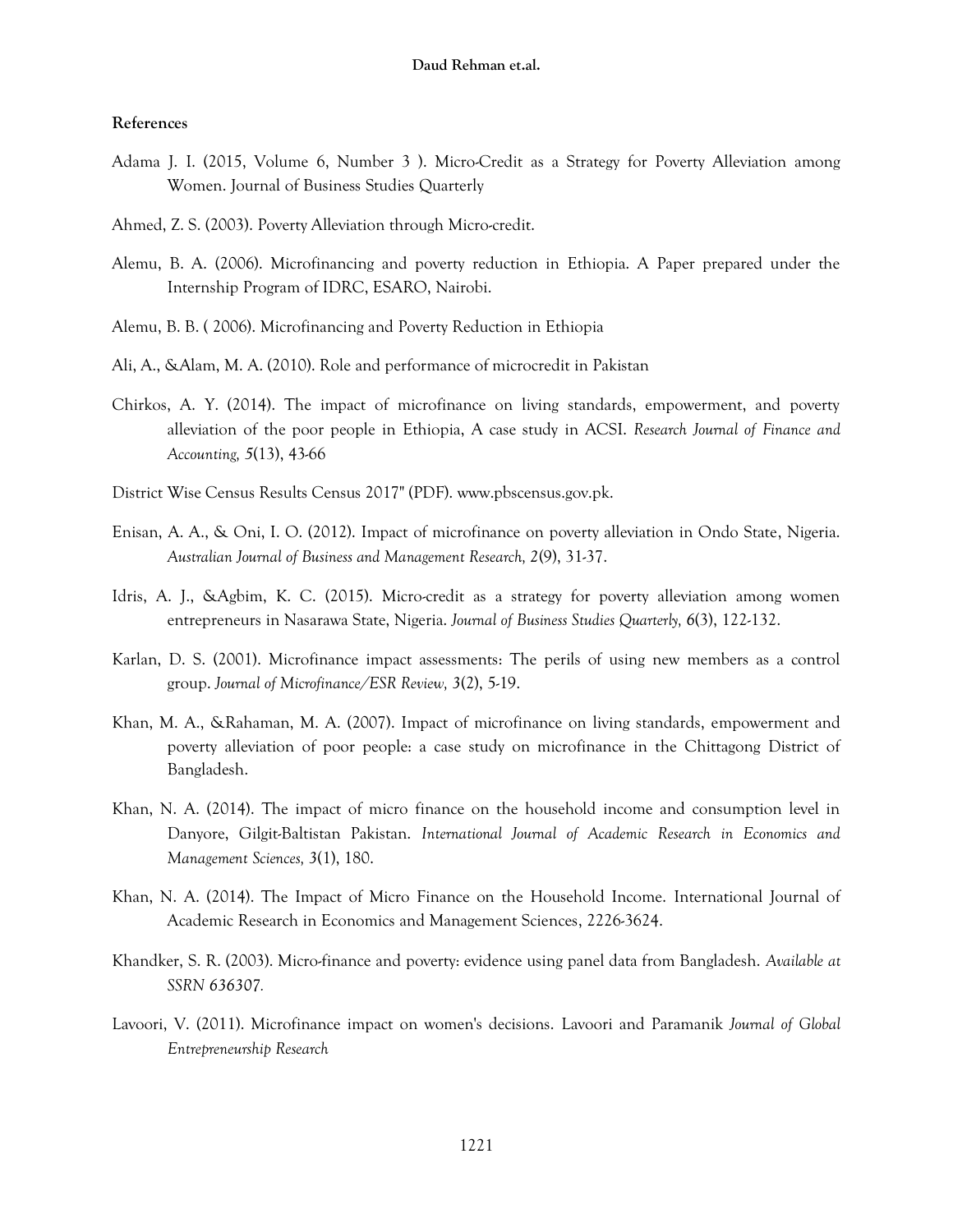## References

Adama J. I. (2015, Volume 6, Number 3 ). Micro-Credit as a Strategy for Poverty Alleviation among Women. Journal of Business Studies Quarterly

Ahmed, Z. S. (2003). Poverty Alleviation through Micro-credit.

Alemu, B. A. (2006). Microfinancing and poverty reduction in Ethiopia. A Paper prepared under the Internship Program of IDRC, ESARO, Nairobi.

Alemu, B. B. ( 2006). Microfinancing and Poverty Reduction in Ethiopia

Ali, A., &Alam, M. A. (2010). Role and performance of microcredit in Pakistan

Chirkos, A. Y. (2014). The impact of microfinance on living standards, empowerment, and poverty alleviation of the poor people in Ethiopia, A case study in ACSI. *Research Journal of Finance and Accounting, 5*(13), 43-66

District Wise Census Results Census 2017" (PDF). www.pbscensus.gov.pk.

Enisan, A. A., & Oni, I. O. (2012). Impact of microfinance on poverty alleviation in Ondo State, Nigeria. *Australian Journal of Business and Management Research, 2*(9), 31-37.

Idris, A. J., &Agbim, K. C. (2015). Micro-credit as a strategy for poverty alleviation among women entrepreneurs in Nasarawa State, Nigeria. *Journal of Business Studies Quarterly, 6*(3), 122-132.

Karlan, D. S. (2001). Microfinance impact assessments: The perils of using new members as a control group. *Journal of Microfinance/ESR Review, 3*(2), 5-19.

Khan, M. A., &Rahaman, M. A. (2007). Impact of microfinance on living standards, empowerment and poverty alleviation of poor people: a case study on microfinance in the Chittagong District of Bangladesh.

Khan, N. A. (2014). The impact of micro finance on the household income and consumption level in Danyore, Gilgit-Baltistan Pakistan. *International Journal of Academic Research in Economics and Management Sciences, 3*(1), 180.

Khan, N. A. (2014). The Impact of Micro Finance on the Household Income. International Journal of Academic Research in Economics and Management Sciences, 2226-3624.

Khandker, S. R. (2003). Micro-finance and poverty: evidence using panel data from Bangladesh. *Available at SSRN 636307.*

Lavoori, V. (2011). Microfinance impact on women's decisions. Lavoori and Paramanik *Journal of Global Entrepreneurship Research*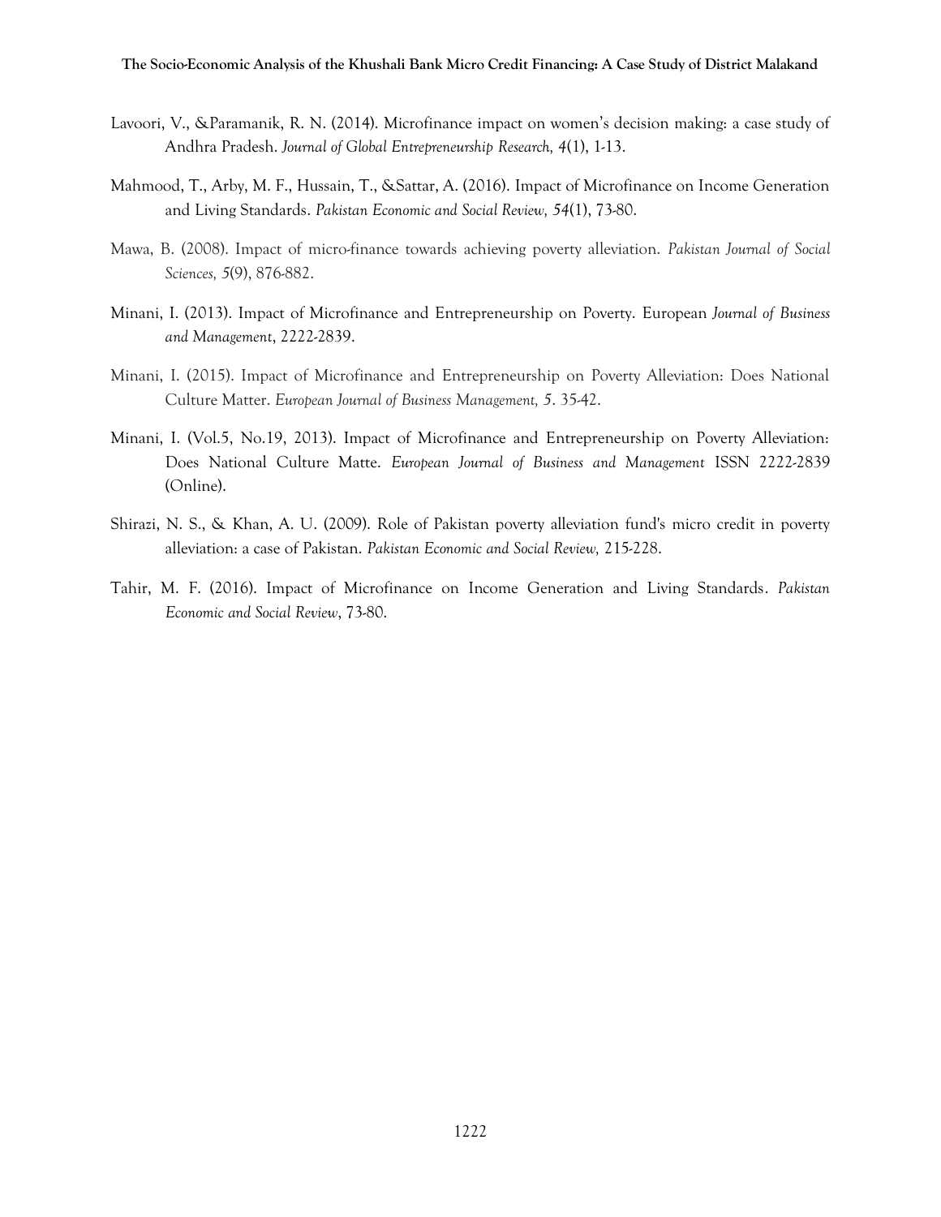Lavoori, V., &Paramanik, R. N. (2014). Microfinance impact on women's decision making: a case study of Andhra Pradesh. *Journal of Global Entrepreneurship Research, 4*(1), 1-13.

Mahmood, T., Arby, M. F., Hussain, T., &Sattar, A. (2016). Impact of Microfinance on Income Generation and Living Standards. *Pakistan Economic and Social Review, 54*(1), 73-80.

Mawa, B. (2008). Impact of micro-finance towards achieving poverty alleviation. *Pakistan Journal of Social Sciences, 5*(9), 876-882.

Minani, I. (2013). Impact of Microfinance and Entrepreneurship on Poverty. European *Journal of Business and Management*, 2222-2839.

Minani, I. (2015). Impact of Microfinance and Entrepreneurship on Poverty Alleviation: Does National Culture Matter. *European Journal of Business Management, 5*. 35-42.

Minani, I. (Vol.5, No.19, 2013). Impact of Microfinance and Entrepreneurship on Poverty Alleviation: Does National Culture Matte. *European Journal of Business and Management* ISSN 2222-2839 (Online).

Shirazi, N. S., & Khan, A. U. (2009). Role of Pakistan poverty alleviation fund's micro credit in poverty alleviation: a case of Pakistan. *Pakistan Economic and Social Review,* 215-228.

Tahir, M. F. (2016). Impact of Microfinance on Income Generation and Living Standards. *Pakistan Economic and Social Review*, 73-80.